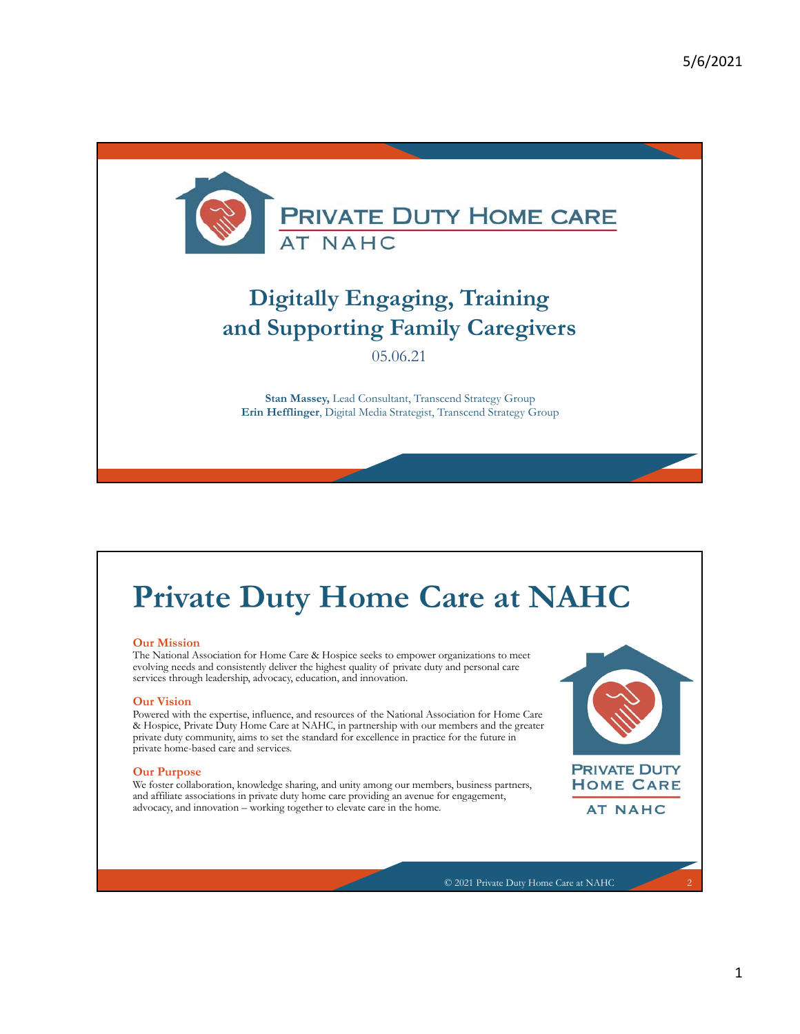# Digitally Engaging, Training and Supporting Family Caregivers

05.06.21

**Stan Massey,** Lead Consultant, Transcend Strategy Group
**Erin Hefflinger**, Digital Media Strategist, Transcend Strategy Group

---

# Private Duty Home Care at NAHC

### Our Mission

The National Association for Home Care & Hospice seeks to empower organizations to meet evolving needs and consistently deliver the highest quality of private duty and personal care services through leadership, advocacy, education, and innovation.

### Our Vision

Powered with the expertise, influence, and resources of the National Association for Home Care & Hospice, Private Duty Home Care at NAHC, in partnership with our members and the greater private duty community, aims to set the standard for excellence in practice for the future in private home-based care and services.

### Our Purpose

We foster collaboration, knowledge sharing, and unity among our members, business partners, and affiliate associations in private duty home care providing an avenue for engagement, advocacy, and innovation – working together to elevate care in the home.

© 2021 Private Duty Home Care at NAHC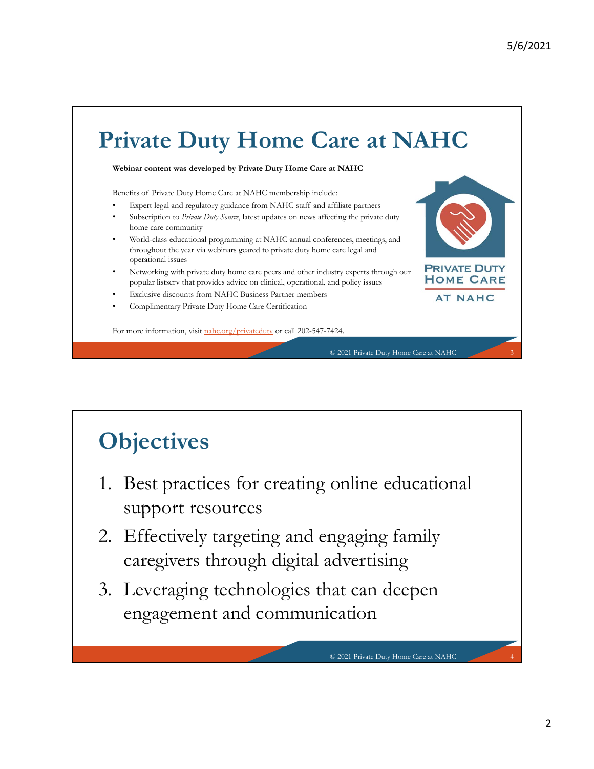# Private Duty Home Care at NAHC

**Webinar content was developed by Private Duty Home Care at NAHC**

Benefits of Private Duty Home Care at NAHC membership include:

- Expert legal and regulatory guidance from NAHC staff and affiliate partners
- Subscription to *Private Duty Source*, latest updates on news affecting the private duty home care community
- World-class educational programming at NAHC annual conferences, meetings, and throughout the year via webinars geared to private duty home care legal and operational issues
- Networking with private duty home care peers and other industry experts through our popular listserv that provides advice on clinical, operational, and policy issues
- Exclusive discounts from NAHC Business Partner members
- Complimentary Private Duty Home Care Certification

For more information, visit nahc.org/privateduty or call 202-547-7424.

PRIVATE DUTY HOME CARE AT NAHC

© 2021 Private Duty Home Care at NAHC

# Objectives

1. Best practices for creating online educational support resources
2. Effectively targeting and engaging family caregivers through digital advertising
3. Leveraging technologies that can deepen engagement and communication

© 2021 Private Duty Home Care at NAHC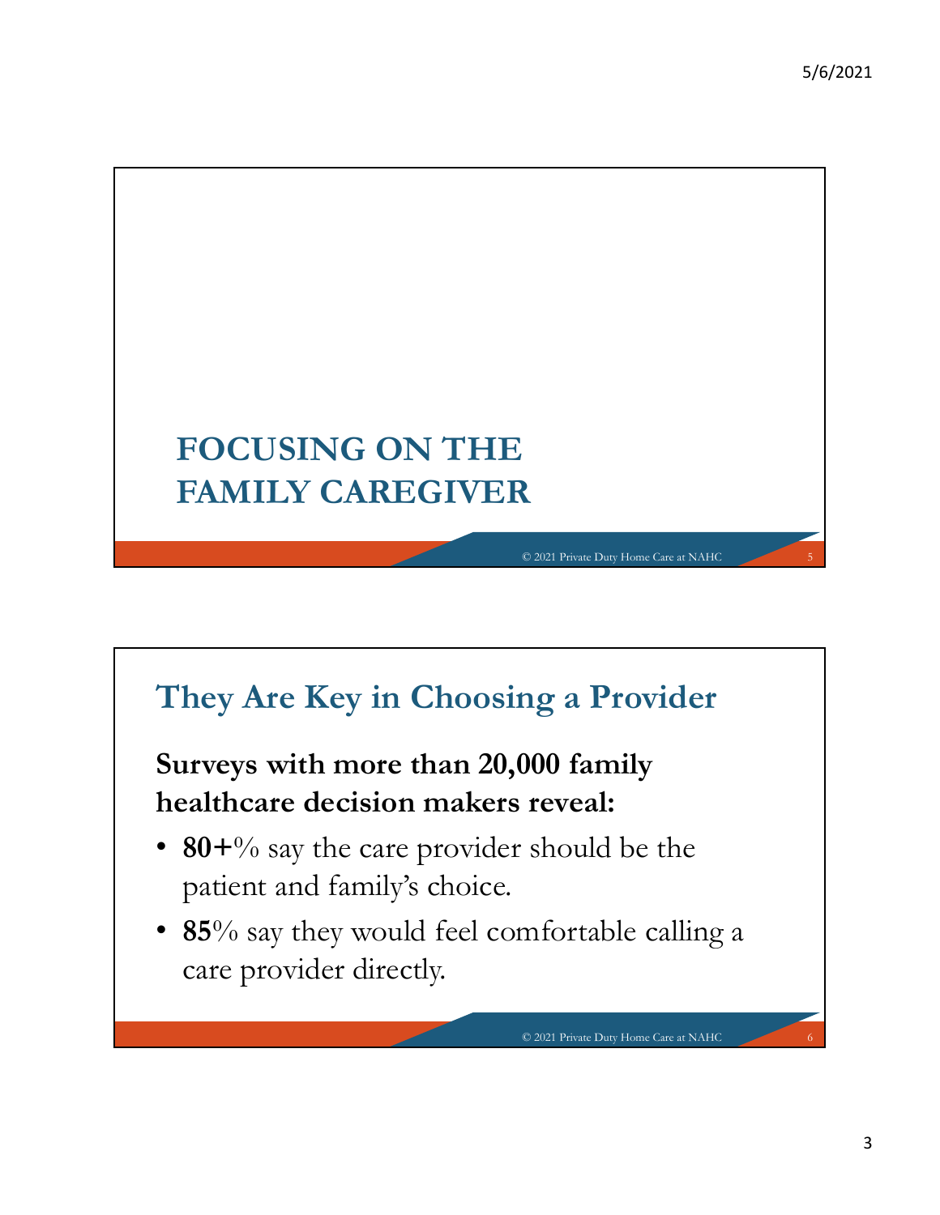# FOCUSING ON THE FAMILY CAREGIVER

## They Are Key in Choosing a Provider

**Surveys with more than 20,000 family healthcare decision makers reveal:**

- **80+**% say the care provider should be the patient and family's choice.
- **85**% say they would feel comfortable calling a care provider directly.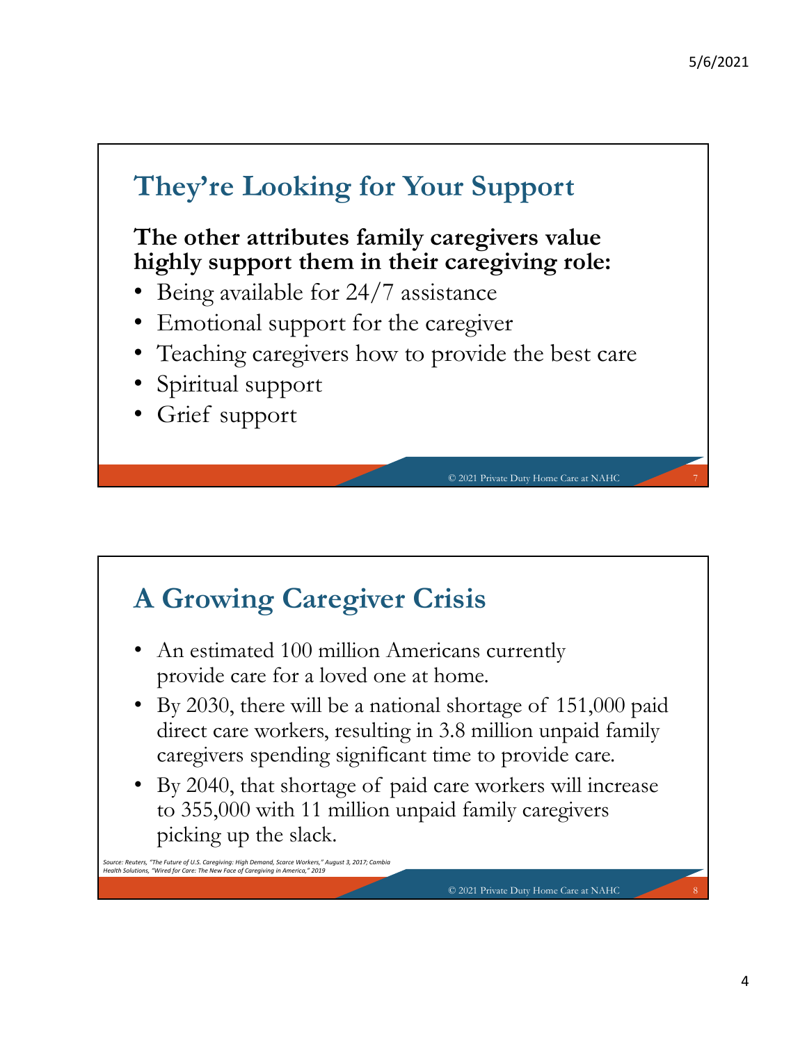## They're Looking for Your Support

**The other attributes family caregivers value highly support them in their caregiving role:**

- Being available for 24/7 assistance
- Emotional support for the caregiver
- Teaching caregivers how to provide the best care
- Spiritual support
- Grief support

## A Growing Caregiver Crisis

- An estimated 100 million Americans currently provide care for a loved one at home.
- By 2030, there will be a national shortage of 151,000 paid direct care workers, resulting in 3.8 million unpaid family caregivers spending significant time to provide care.
- By 2040, that shortage of paid care workers will increase to 355,000 with 11 million unpaid family caregivers picking up the slack.

*Source: Reuters, "The Future of U.S. Caregiving: High Demand, Scarce Workers," August 3, 2017; Cambia Health Solutions, "Wired for Care: The New Face of Caregiving in America," 2019*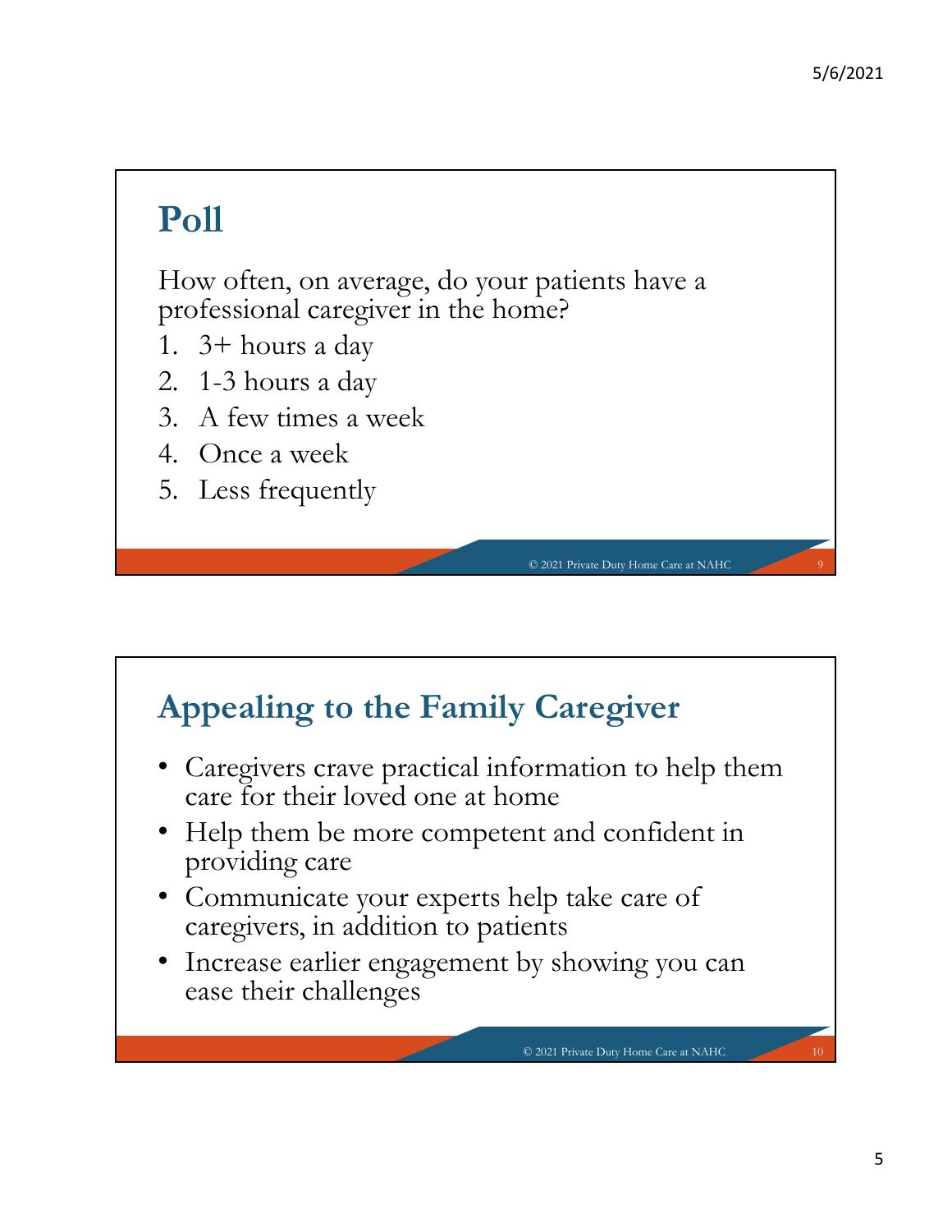## Poll

How often, on average, do your patients have a professional caregiver in the home?

1. 3+ hours a day
2. 1-3 hours a day
3. A few times a week
4. Once a week
5. Less frequently

## Appealing to the Family Caregiver

- Caregivers crave practical information to help them care for their loved one at home
- Help them be more competent and confident in providing care
- Communicate your experts help take care of caregivers, in addition to patients
- Increase earlier engagement by showing you can ease their challenges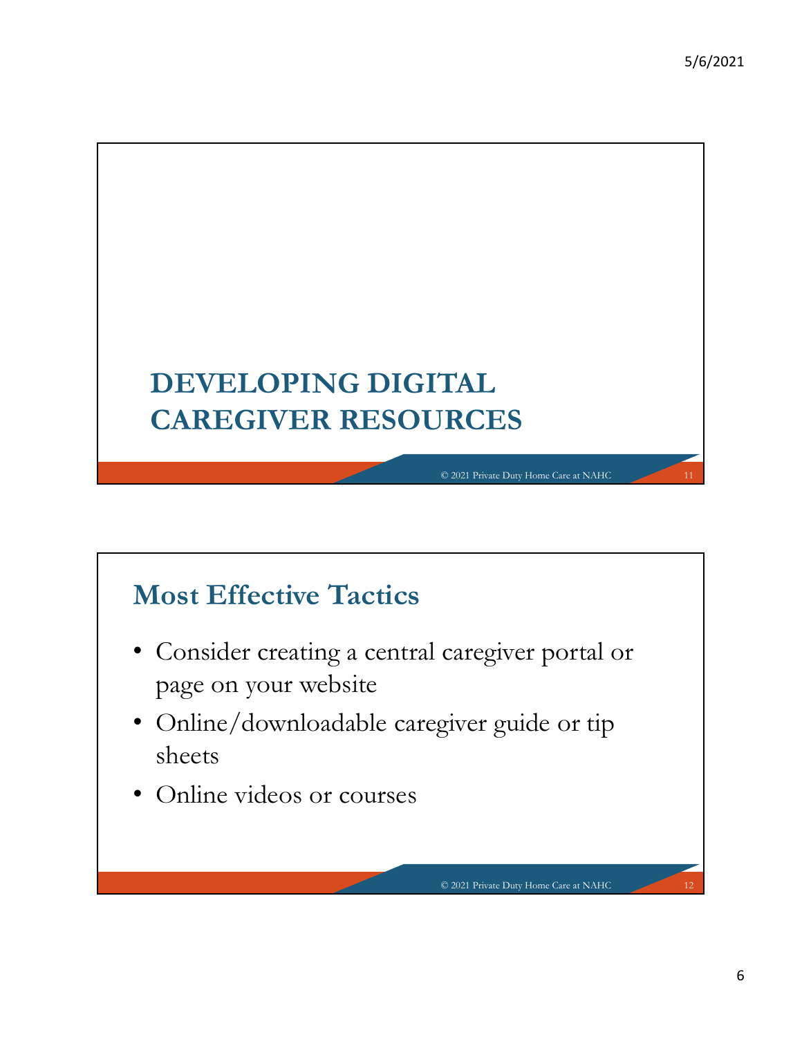# DEVELOPING DIGITAL CAREGIVER RESOURCES

## Most Effective Tactics

- Consider creating a central caregiver portal or page on your website
- Online/downloadable caregiver guide or tip sheets
- Online videos or courses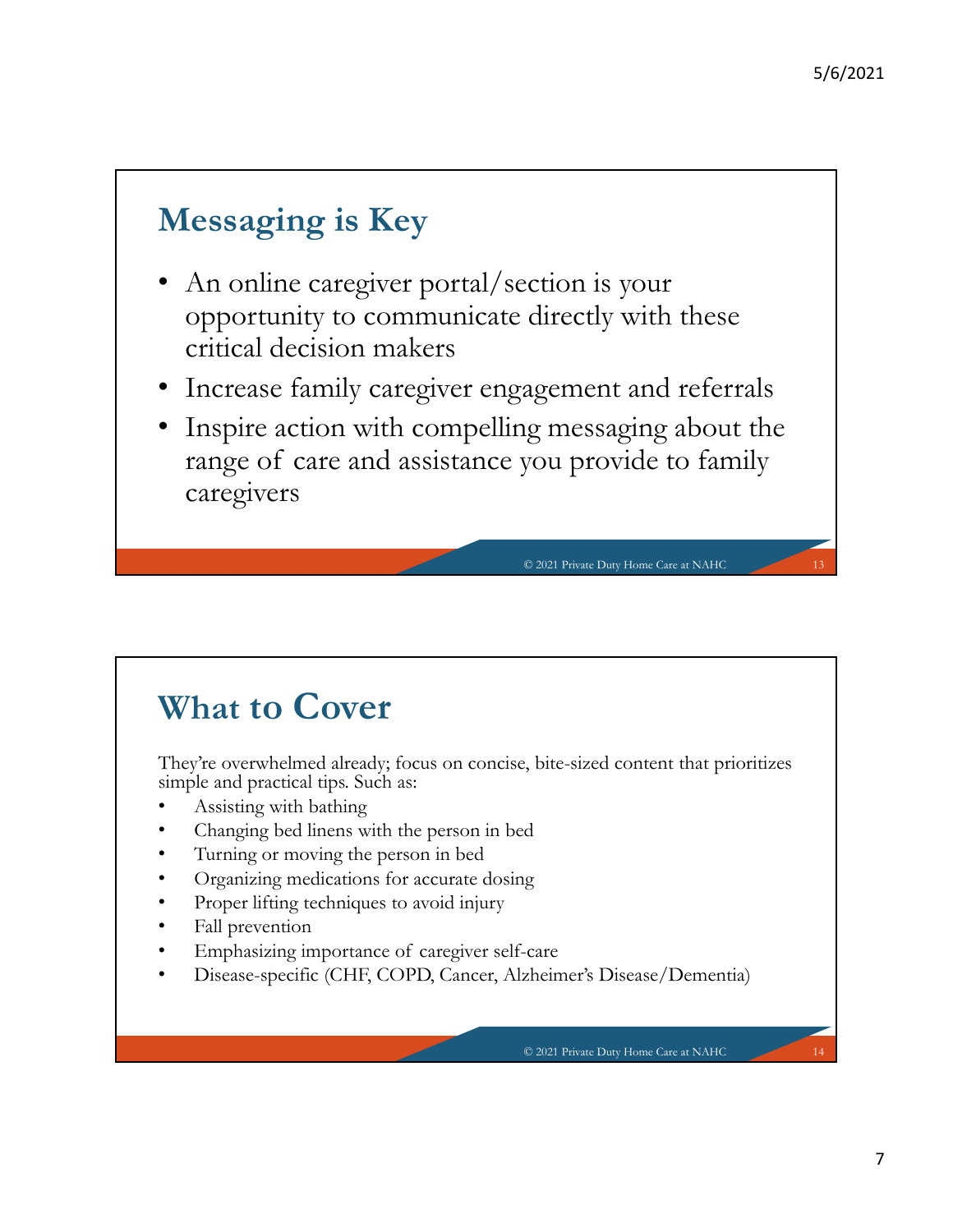## Messaging is Key

- An online caregiver portal/section is your opportunity to communicate directly with these critical decision makers
- Increase family caregiver engagement and referrals
- Inspire action with compelling messaging about the range of care and assistance you provide to family caregivers

## What to Cover

They're overwhelmed already; focus on concise, bite-sized content that prioritizes simple and practical tips. Such as:

- Assisting with bathing
- Changing bed linens with the person in bed
- Turning or moving the person in bed
- Organizing medications for accurate dosing
- Proper lifting techniques to avoid injury
- Fall prevention
- Emphasizing importance of caregiver self-care
- Disease-specific (CHF, COPD, Cancer, Alzheimer's Disease/Dementia)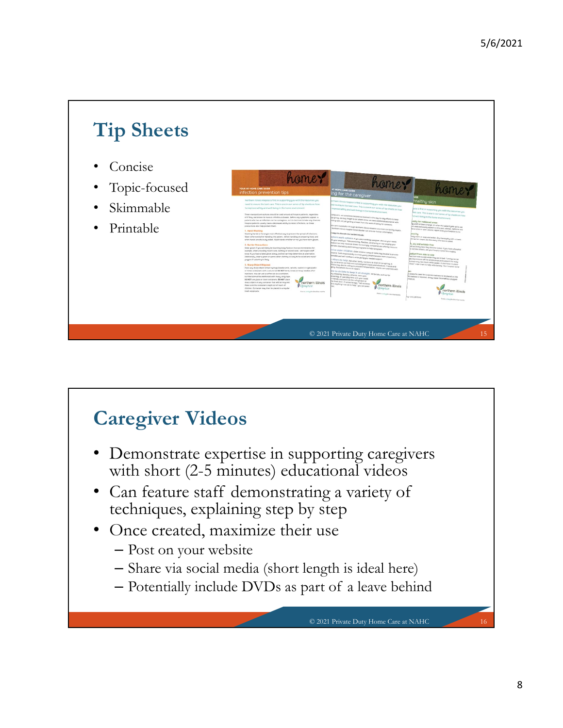## Tip Sheets

- Concise
- Topic-focused
- Skimmable
- Printable

## Caregiver Videos

- Demonstrate expertise in supporting caregivers with short (2-5 minutes) educational videos
- Can feature staff demonstrating a variety of techniques, explaining step by step
- Once created, maximize their use
  - Post on your website
  - Share via social media (short length is ideal here)
  - Potentially include DVDs as part of a leave behind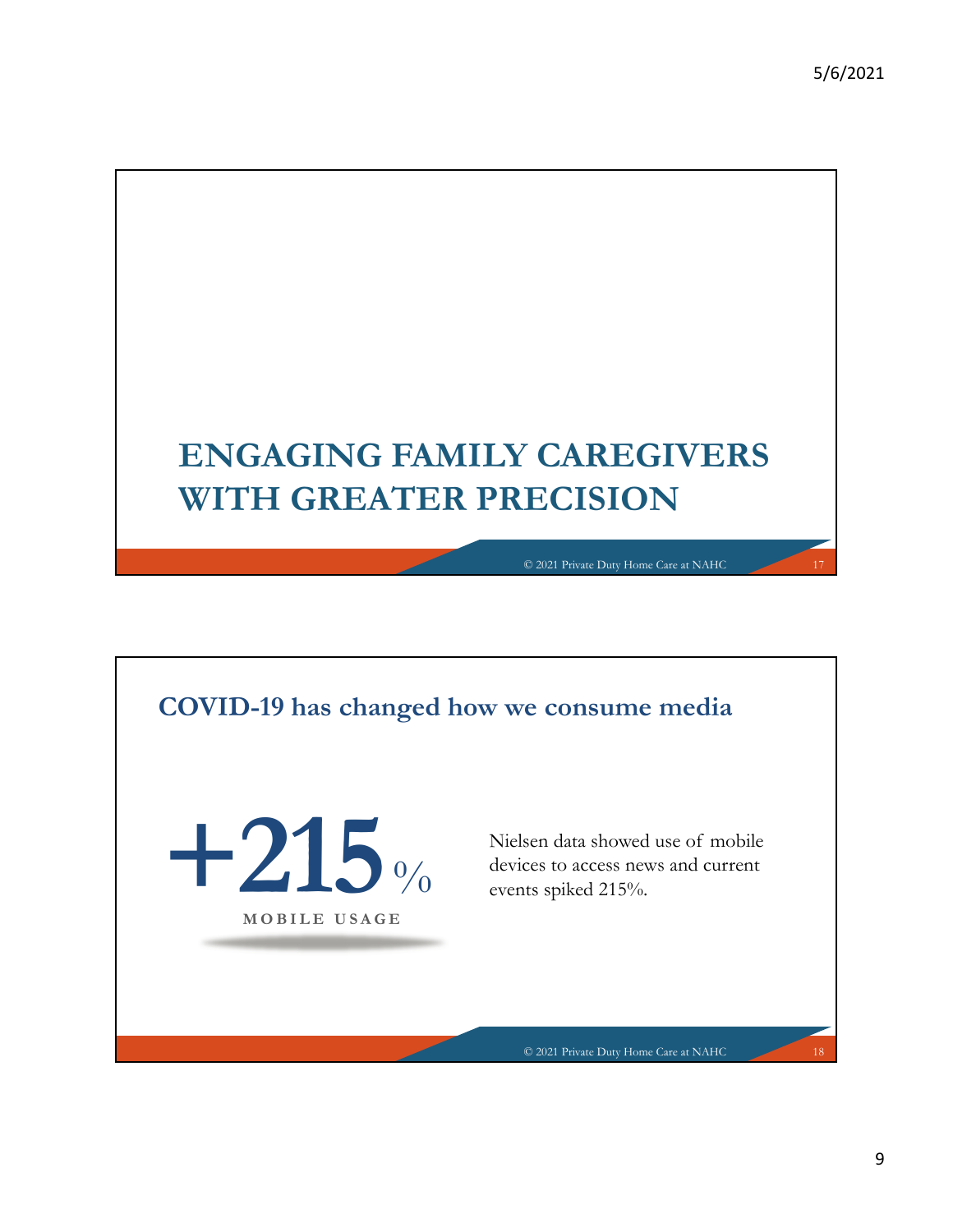# ENGAGING FAMILY CAREGIVERS WITH GREATER PRECISION

## COVID-19 has changed how we consume media

**+215%**

**MOBILE USAGE**

Nielsen data showed use of mobile devices to access news and current events spiked 215%.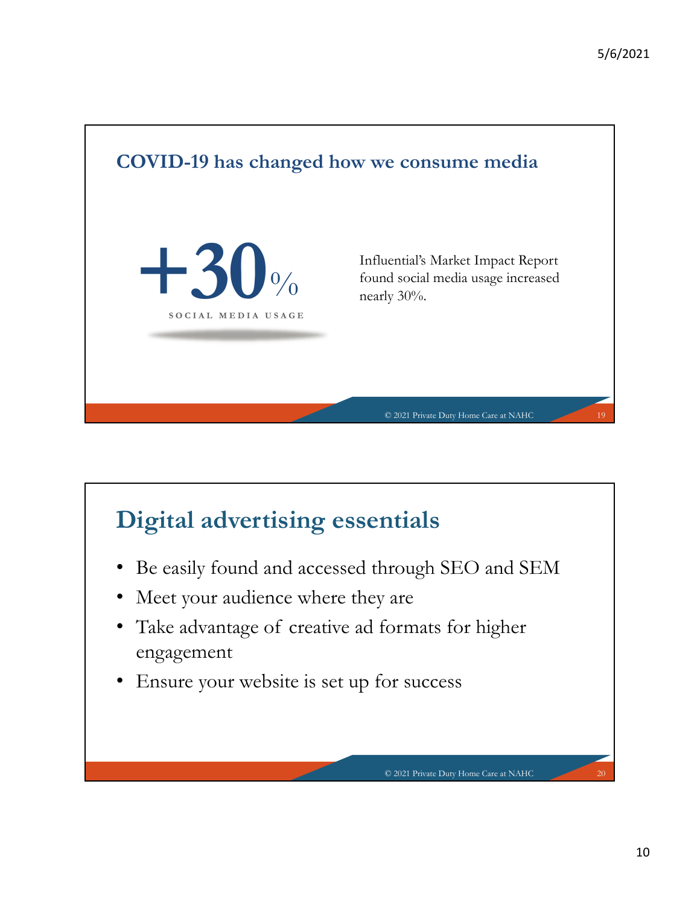## COVID-19 has changed how we consume media

+30%

SOCIAL MEDIA USAGE

Influential's Market Impact Report found social media usage increased nearly 30%.

© 2021 Private Duty Home Care at NAHC

## Digital advertising essentials

- Be easily found and accessed through SEO and SEM
- Meet your audience where they are
- Take advantage of creative ad formats for higher engagement
- Ensure your website is set up for success

© 2021 Private Duty Home Care at NAHC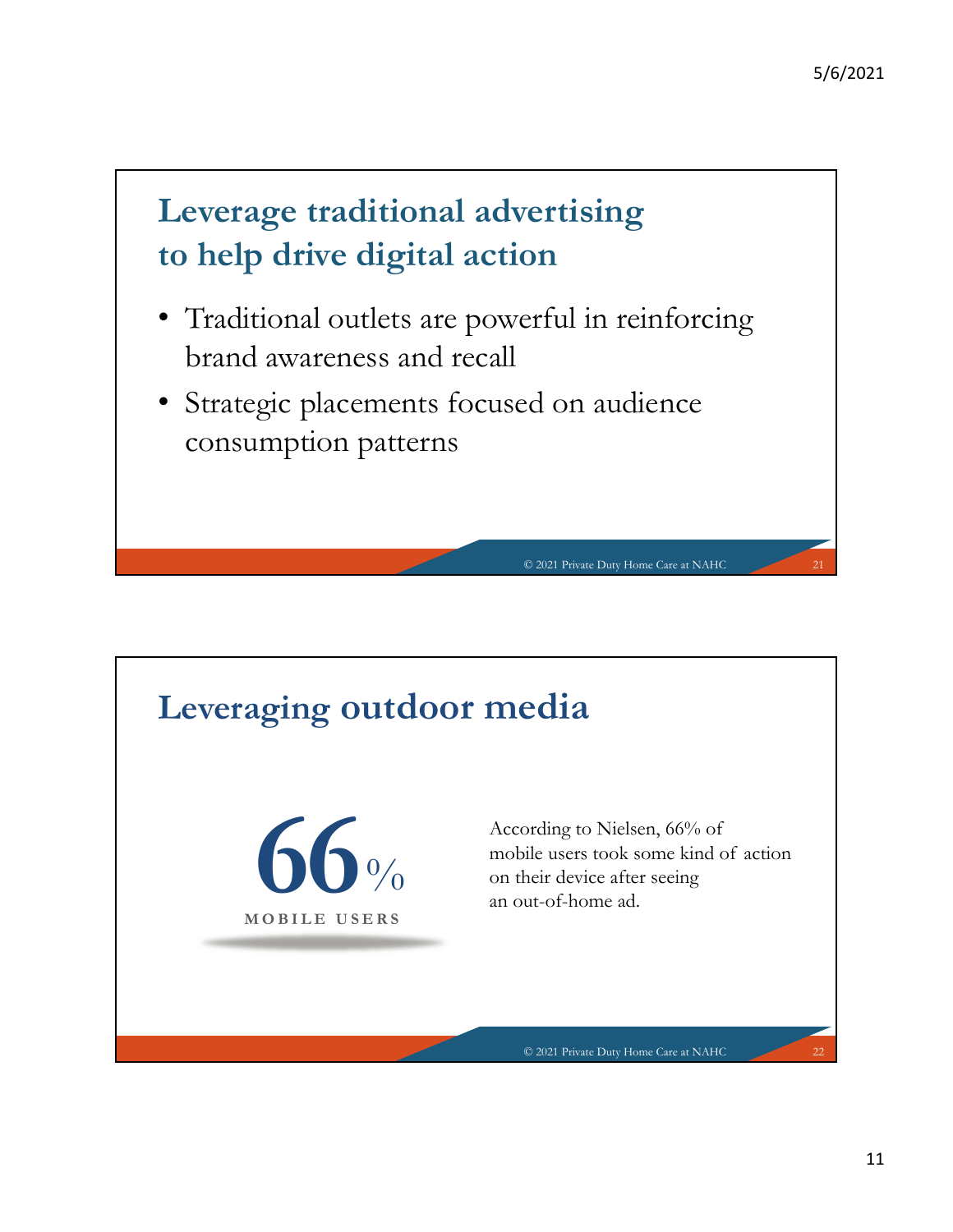## Leverage traditional advertising to help drive digital action

- Traditional outlets are powerful in reinforcing brand awareness and recall
- Strategic placements focused on audience consumption patterns

## Leveraging outdoor media

**66%**

MOBILE USERS

According to Nielsen, 66% of mobile users took some kind of action on their device after seeing an out-of-home ad.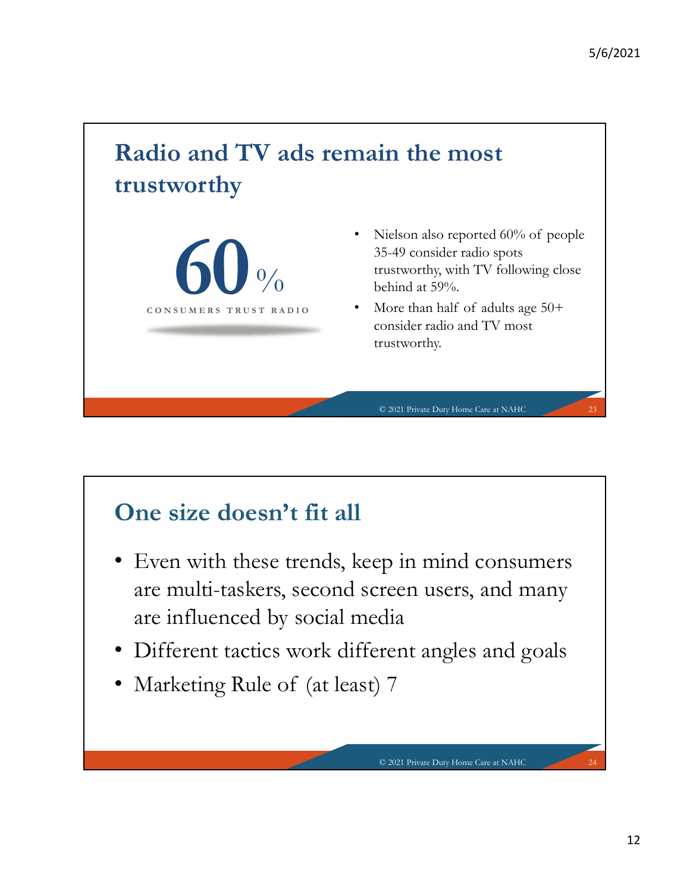## Radio and TV ads remain the most trustworthy

**60%**

CONSUMERS TRUST RADIO

- Nielson also reported 60% of people 35-49 consider radio spots trustworthy, with TV following close behind at 59%.
- More than half of adults age 50+ consider radio and TV most trustworthy.

© 2021 Private Duty Home Care at NAHC

## One size doesn't fit all

- Even with these trends, keep in mind consumers are multi-taskers, second screen users, and many are influenced by social media
- Different tactics work different angles and goals
- Marketing Rule of (at least) 7

© 2021 Private Duty Home Care at NAHC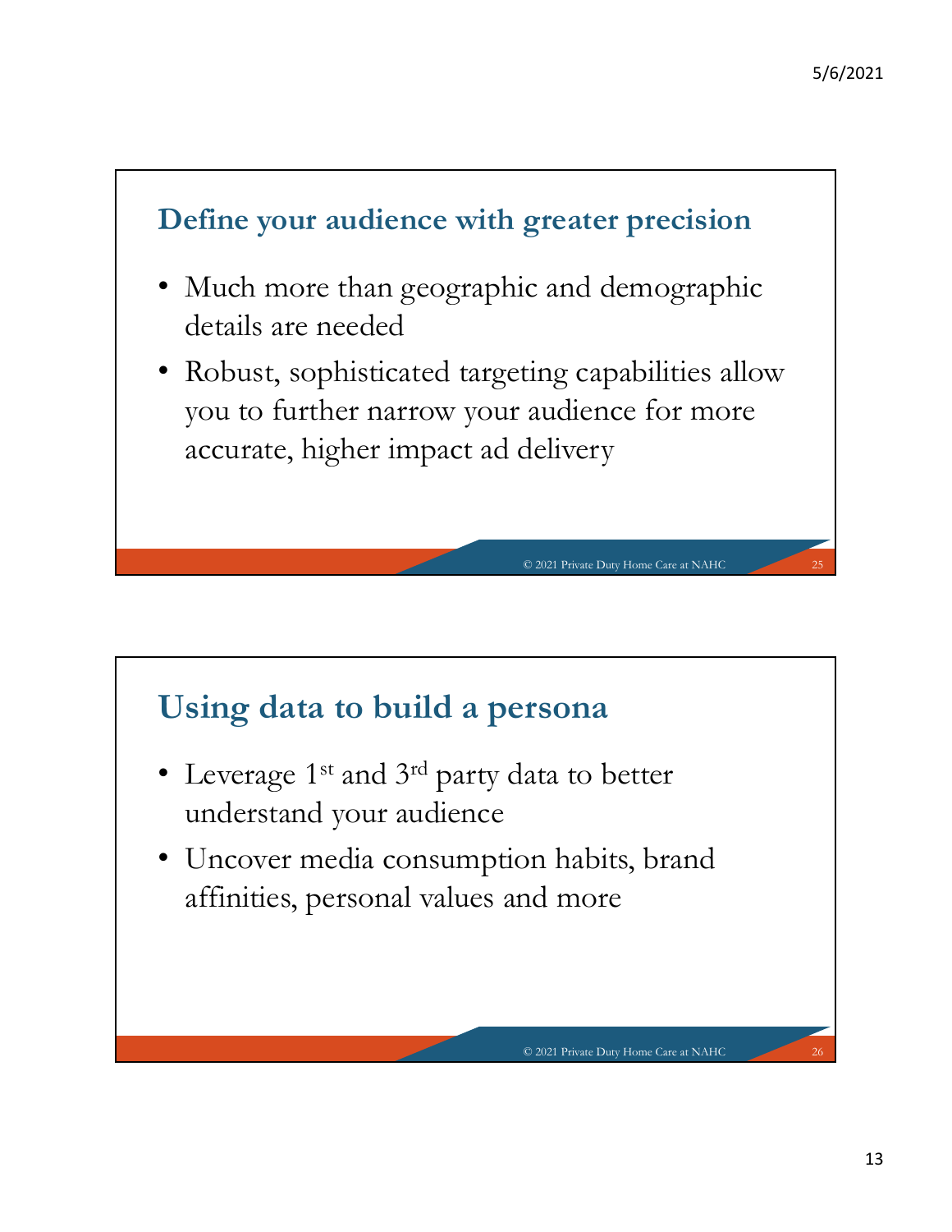## Define your audience with greater precision

- Much more than geographic and demographic details are needed
- Robust, sophisticated targeting capabilities allow you to further narrow your audience for more accurate, higher impact ad delivery

## Using data to build a persona

- Leverage 1st and 3rd party data to better understand your audience
- Uncover media consumption habits, brand affinities, personal values and more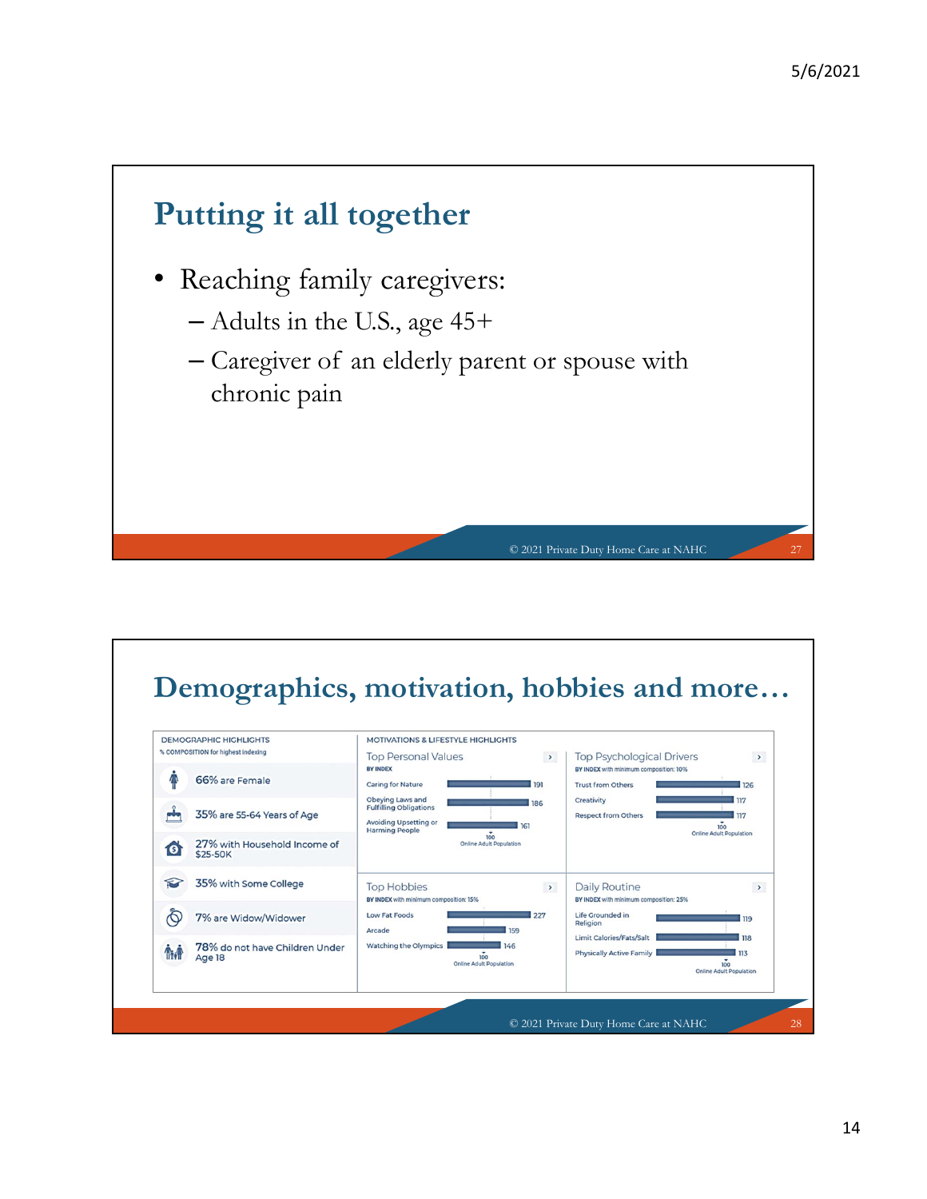## Putting it all together

- Reaching family caregivers:
  - Adults in the U.S., age 45+
  - Caregiver of an elderly parent or spouse with chronic pain

## Demographics, motivation, hobbies and more…

**DEMOGRAPHIC HIGHLIGHTS**
% COMPOSITION for highest indexing

- 66% are Female
- 35% are 55-64 Years of Age
- 27% with Household Income of $25-50K
- 35% with Some College
- 7% are Widow/Widower
- 78% do not have Children Under Age 18

**MOTIVATIONS & LIFESTYLE HIGHLIGHTS**

**Top Personal Values**
BY INDEX

| Value | Index |
| --- | --- |
| Caring for Nature | 191 |
| Obeying Laws and Fulfilling Obligations | 186 |
| Avoiding Upsetting or Harming People | 161 |

100 = Online Adult Population

**Top Psychological Drivers**
BY INDEX with minimum composition: 10%

| Driver | Index |
| --- | --- |
| Trust from Others | 126 |
| Creativity | 117 |
| Respect from Others | 117 |

100 = Online Adult Population

**Top Hobbies**
BY INDEX with minimum composition: 15%

| Hobby | Index |
| --- | --- |
| Low Fat Foods | 227 |
| Arcade | 159 |
| Watching the Olympics | 146 |

100 = Online Adult Population

**Daily Routine**
BY INDEX with minimum composition: 25%

| Routine | Index |
| --- | --- |
| Life Grounded in Religion | 119 |
| Limit Calories/Fats/Salt | 118 |
| Physically Active Family | 113 |

100 = Online Adult Population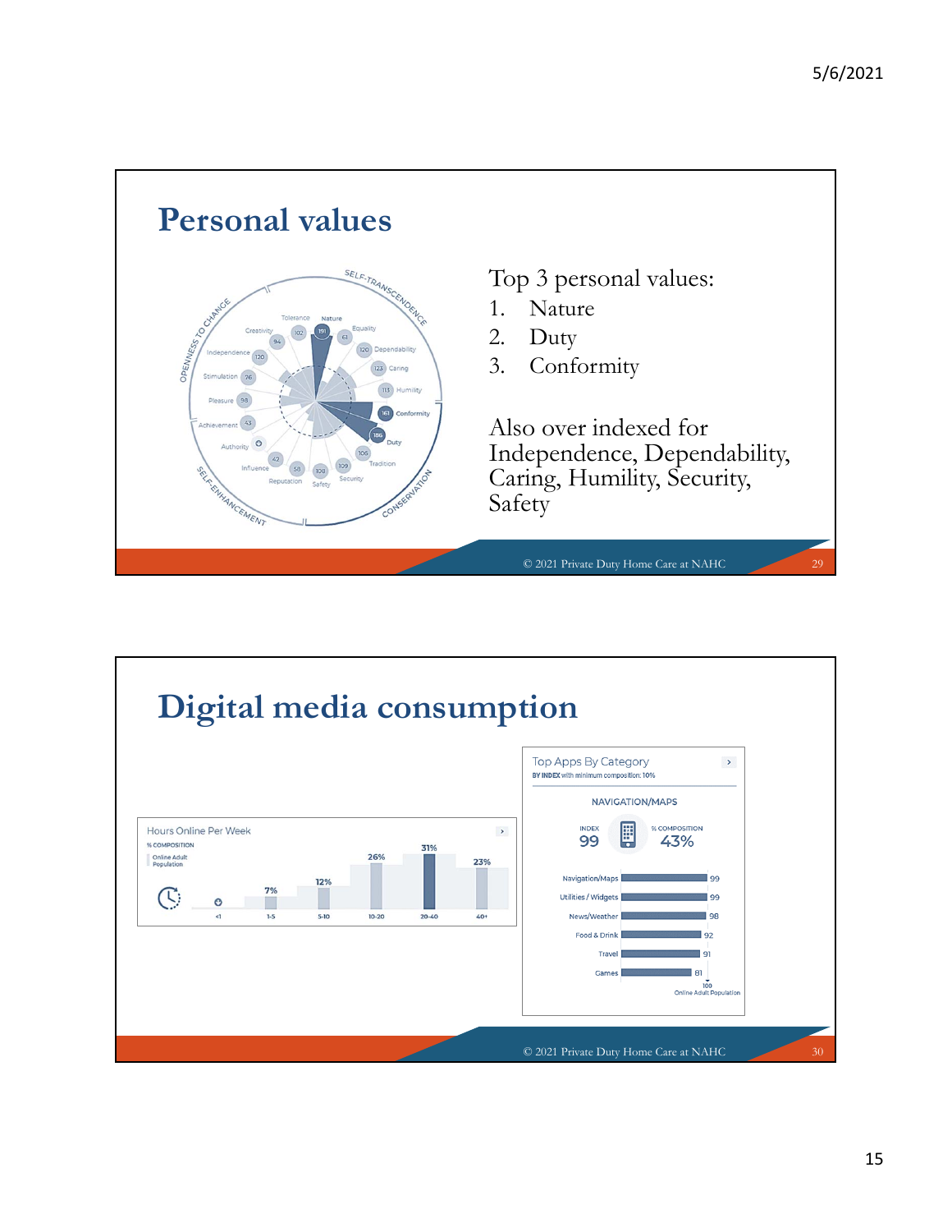## Personal values

Top 3 personal values:

1. Nature
2. Duty
3. Conformity

Also over indexed for Independence, Dependability, Caring, Humility, Security, Safety

© 2021 Private Duty Home Care at NAHC

## Digital media consumption

**Hours Online Per Week**

% COMPOSITION — Online Adult Population

| <1 | 1-5 | 5-10 | 10-20 | 20-40 | 40+ |
|---|---|---|---|---|---|
| | 7% | 12% | 26% | 31% | 23% |

**Top Apps By Category**

BY INDEX with minimum composition: 10%

NAVIGATION/MAPS — INDEX 99 — % COMPOSITION 43%

| Category | Index |
|---|---|
| Navigation/Maps | 99 |
| Utilities / Widgets | 99 |
| News/Weather | 98 |
| Food & Drink | 92 |
| Travel | 91 |
| Games | 81 |

100 Online Adult Population

© 2021 Private Duty Home Care at NAHC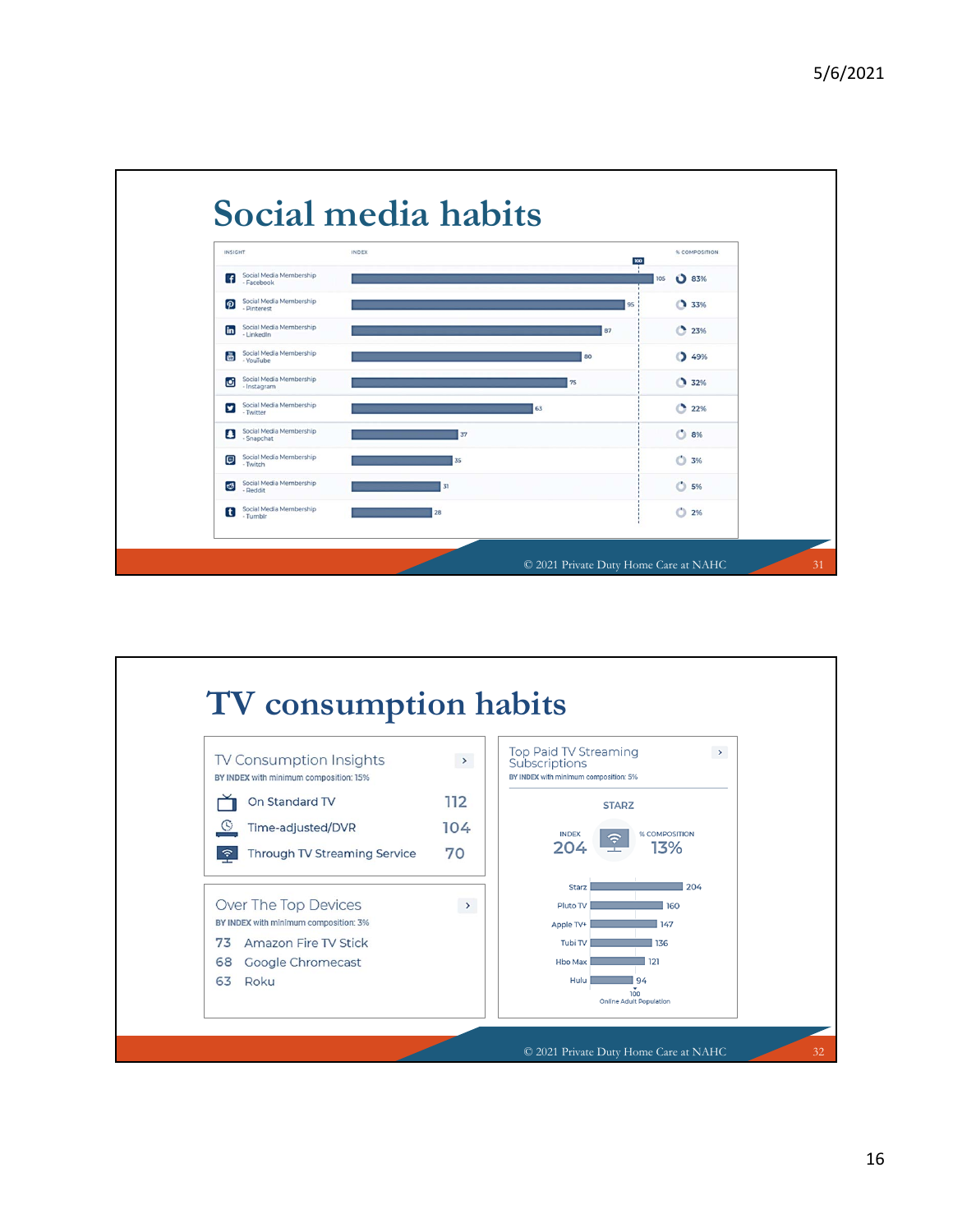# Social media habits

| INSIGHT | INDEX | % COMPOSITION |
|---|---|---|
| Social Media Membership - Facebook | 105 | 83% |
| Social Media Membership - Pinterest | 95 | 33% |
| Social Media Membership - LinkedIn | 87 | 23% |
| Social Media Membership - YouTube | 80 | 49% |
| Social Media Membership - Instagram | 75 | 32% |
| Social Media Membership - Twitter | 63 | 22% |
| Social Media Membership - Snapchat | 37 | 8% |
| Social Media Membership - Twitch | 35 | 3% |
| Social Media Membership - Reddit | 31 | 5% |
| Social Media Membership - Tumblr | 28 | 2% |

© 2021 Private Duty Home Care at NAHC

# TV consumption habits

## TV Consumption Insights

BY INDEX with minimum composition: 15%

| | |
|---|---|
| On Standard TV | 112 |
| Time-adjusted/DVR | 104 |
| Through TV Streaming Service | 70 |

## Over The Top Devices

BY INDEX with minimum composition: 3%

| | |
|---|---|
| 73 | Amazon Fire TV Stick |
| 68 | Google Chromecast |
| 63 | Roku |

## Top Paid TV Streaming Subscriptions

BY INDEX with minimum composition: 5%

STARZ

INDEX 204 — % COMPOSITION 13%

| Service | Index |
|---|---|
| Starz | 204 |
| Pluto TV | 160 |
| Apple TV+ | 147 |
| Tubi TV | 136 |
| Hbo Max | 121 |
| Hulu | 94 |

100 Online Adult Population

© 2021 Private Duty Home Care at NAHC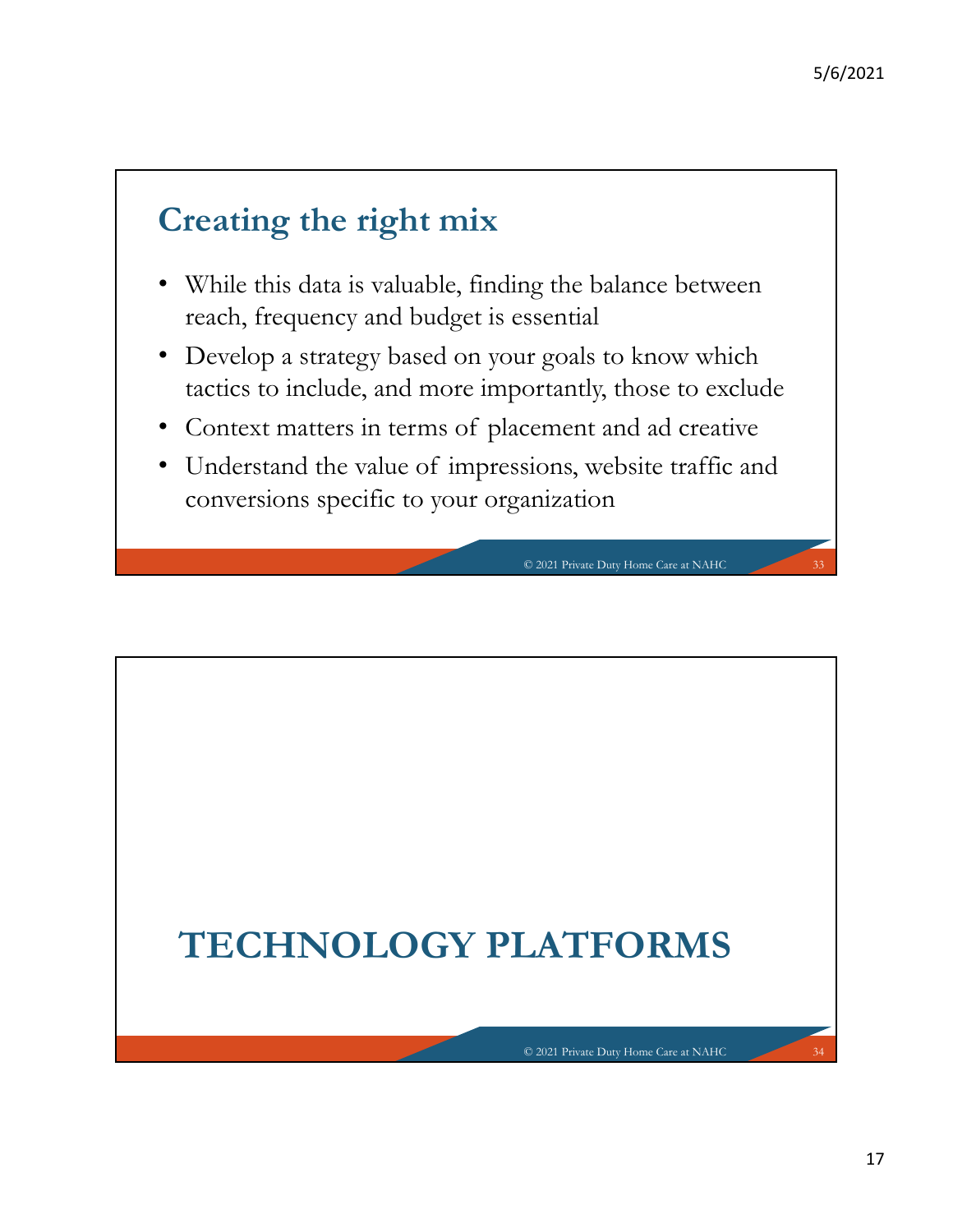## Creating the right mix

- While this data is valuable, finding the balance between reach, frequency and budget is essential
- Develop a strategy based on your goals to know which tactics to include, and more importantly, those to exclude
- Context matters in terms of placement and ad creative
- Understand the value of impressions, website traffic and conversions specific to your organization

## TECHNOLOGY PLATFORMS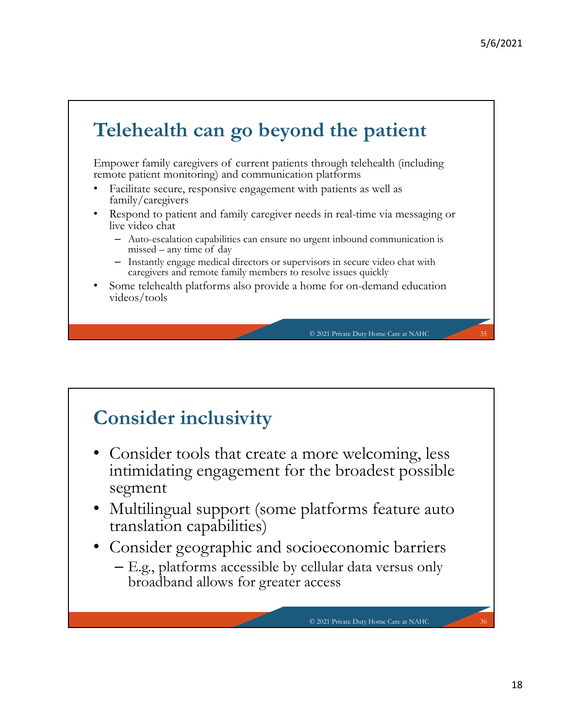## Telehealth can go beyond the patient

Empower family caregivers of current patients through telehealth (including remote patient monitoring) and communication platforms

- Facilitate secure, responsive engagement with patients as well as family/caregivers
- Respond to patient and family caregiver needs in real-time via messaging or live video chat
  - Auto-escalation capabilities can ensure no urgent inbound communication is missed – any time of day
  - Instantly engage medical directors or supervisors in secure video chat with caregivers and remote family members to resolve issues quickly
- Some telehealth platforms also provide a home for on-demand education videos/tools

© 2021 Private Duty Home Care at NAHC

## Consider inclusivity

- Consider tools that create a more welcoming, less intimidating engagement for the broadest possible segment
- Multilingual support (some platforms feature auto translation capabilities)
- Consider geographic and socioeconomic barriers
  - E.g., platforms accessible by cellular data versus only broadband allows for greater access

© 2021 Private Duty Home Care at NAHC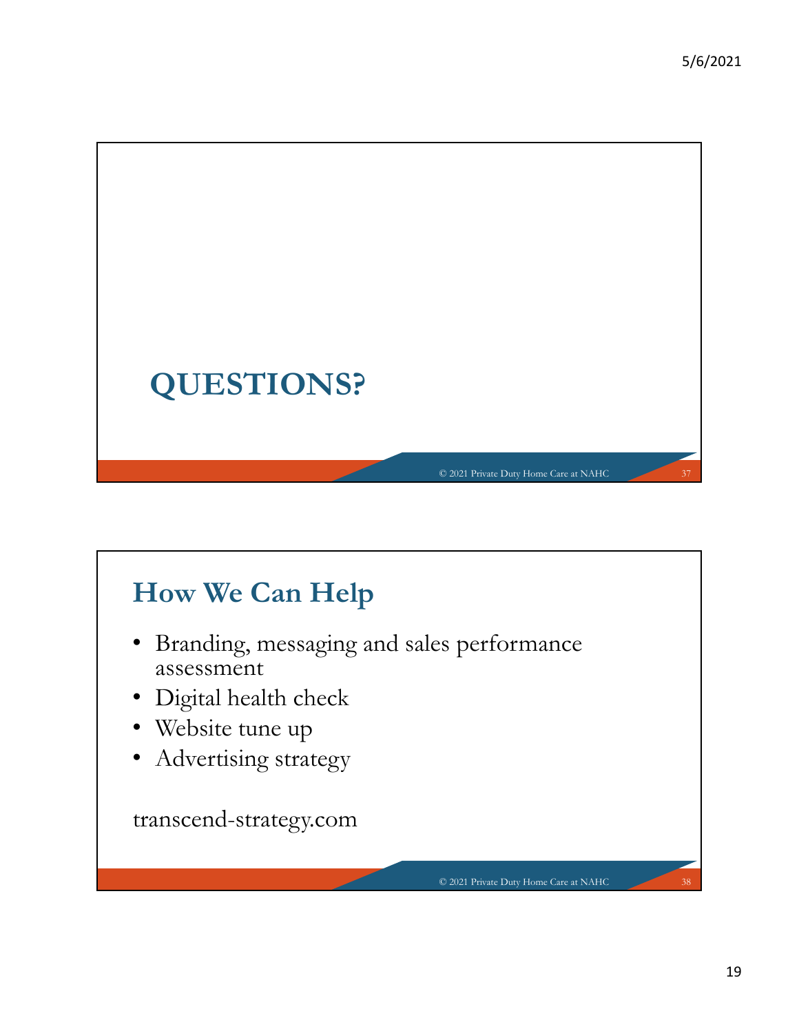# QUESTIONS?

## How We Can Help

- Branding, messaging and sales performance assessment
- Digital health check
- Website tune up
- Advertising strategy

transcend-strategy.com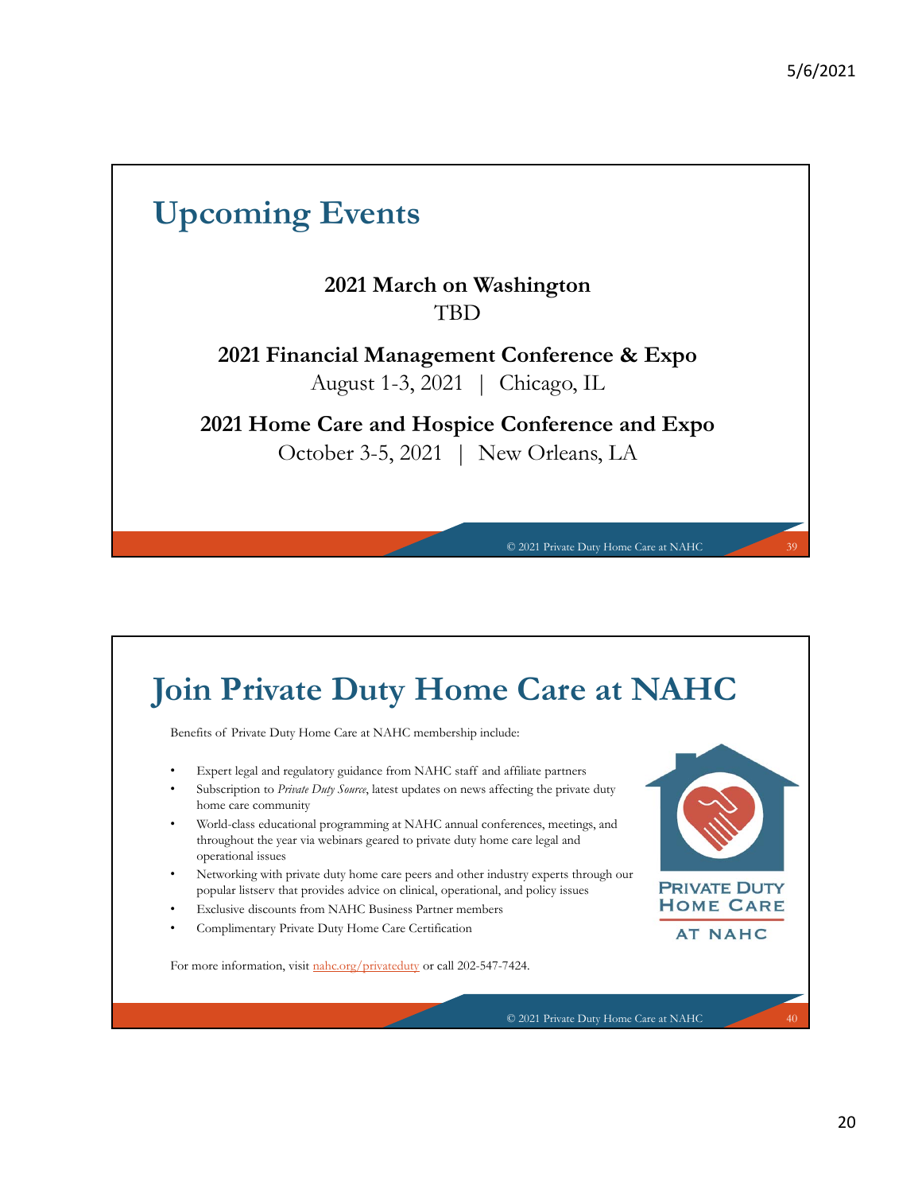## Upcoming Events

**2021 March on Washington**
TBD

**2021 Financial Management Conference & Expo**
August 1-3, 2021 | Chicago, IL

**2021 Home Care and Hospice Conference and Expo**
October 3-5, 2021 | New Orleans, LA

## Join Private Duty Home Care at NAHC

Benefits of Private Duty Home Care at NAHC membership include:

- Expert legal and regulatory guidance from NAHC staff and affiliate partners
- Subscription to *Private Duty Source*, latest updates on news affecting the private duty home care community
- World-class educational programming at NAHC annual conferences, meetings, and throughout the year via webinars geared to private duty home care legal and operational issues
- Networking with private duty home care peers and other industry experts through our popular listserv that provides advice on clinical, operational, and policy issues
- Exclusive discounts from NAHC Business Partner members
- Complimentary Private Duty Home Care Certification

PRIVATE DUTY HOME CARE AT NAHC

For more information, visit nahc.org/privateduty or call 202-547-7424.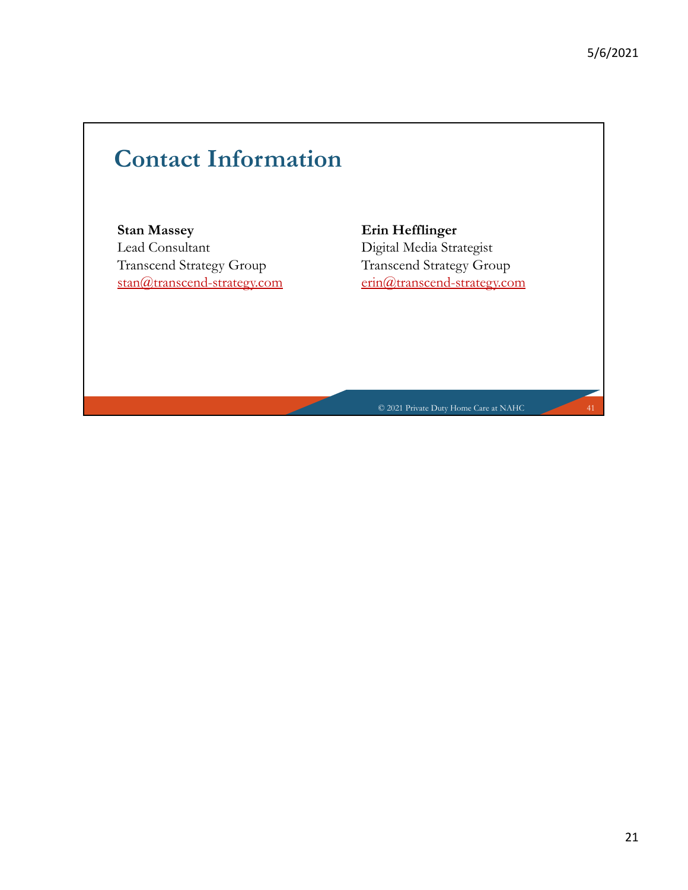# Contact Information

**Stan Massey**
Lead Consultant
Transcend Strategy Group
stan@transcend-strategy.com

**Erin Hefflinger**
Digital Media Strategist
Transcend Strategy Group
erin@transcend-strategy.com

© 2021 Private Duty Home Care at NAHC